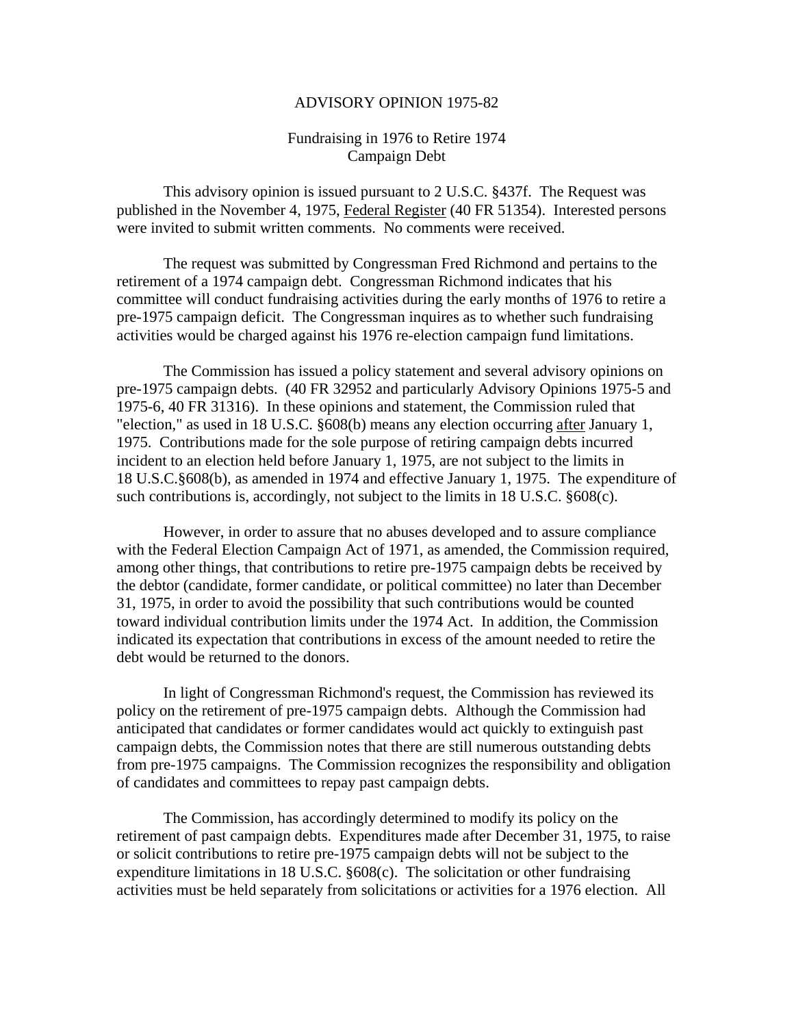# ADVISORY OPINION 1975-82

## Fundraising in 1976 to Retire 1974 Campaign Debt

This advisory opinion is issued pursuant to 2 U.S.C. §437f. The Request was published in the November 4, 1975, Federal Register (40 FR 51354). Interested persons were invited to submit written comments. No comments were received.

The request was submitted by Congressman Fred Richmond and pertains to the retirement of a 1974 campaign debt. Congressman Richmond indicates that his committee will conduct fundraising activities during the early months of 1976 to retire a pre-1975 campaign deficit. The Congressman inquires as to whether such fundraising activities would be charged against his 1976 re-election campaign fund limitations.

The Commission has issued a policy statement and several advisory opinions on pre-1975 campaign debts. (40 FR 32952 and particularly Advisory Opinions 1975-5 and 1975-6, 40 FR 31316). In these opinions and statement, the Commission ruled that "election," as used in 18 U.S.C. §608(b) means any election occurring after January 1, 1975. Contributions made for the sole purpose of retiring campaign debts incurred incident to an election held before January 1, 1975, are not subject to the limits in 18 U.S.C.§608(b), as amended in 1974 and effective January 1, 1975. The expenditure of such contributions is, accordingly, not subject to the limits in 18 U.S.C. §608(c).

However, in order to assure that no abuses developed and to assure compliance with the Federal Election Campaign Act of 1971, as amended, the Commission required, among other things, that contributions to retire pre-1975 campaign debts be received by the debtor (candidate, former candidate, or political committee) no later than December 31, 1975, in order to avoid the possibility that such contributions would be counted toward individual contribution limits under the 1974 Act. In addition, the Commission indicated its expectation that contributions in excess of the amount needed to retire the debt would be returned to the donors.

In light of Congressman Richmond's request, the Commission has reviewed its policy on the retirement of pre-1975 campaign debts. Although the Commission had anticipated that candidates or former candidates would act quickly to extinguish past campaign debts, the Commission notes that there are still numerous outstanding debts from pre-1975 campaigns. The Commission recognizes the responsibility and obligation of candidates and committees to repay past campaign debts.

The Commission, has accordingly determined to modify its policy on the retirement of past campaign debts. Expenditures made after December 31, 1975, to raise or solicit contributions to retire pre-1975 campaign debts will not be subject to the expenditure limitations in 18 U.S.C. §608(c). The solicitation or other fundraising activities must be held separately from solicitations or activities for a 1976 election. All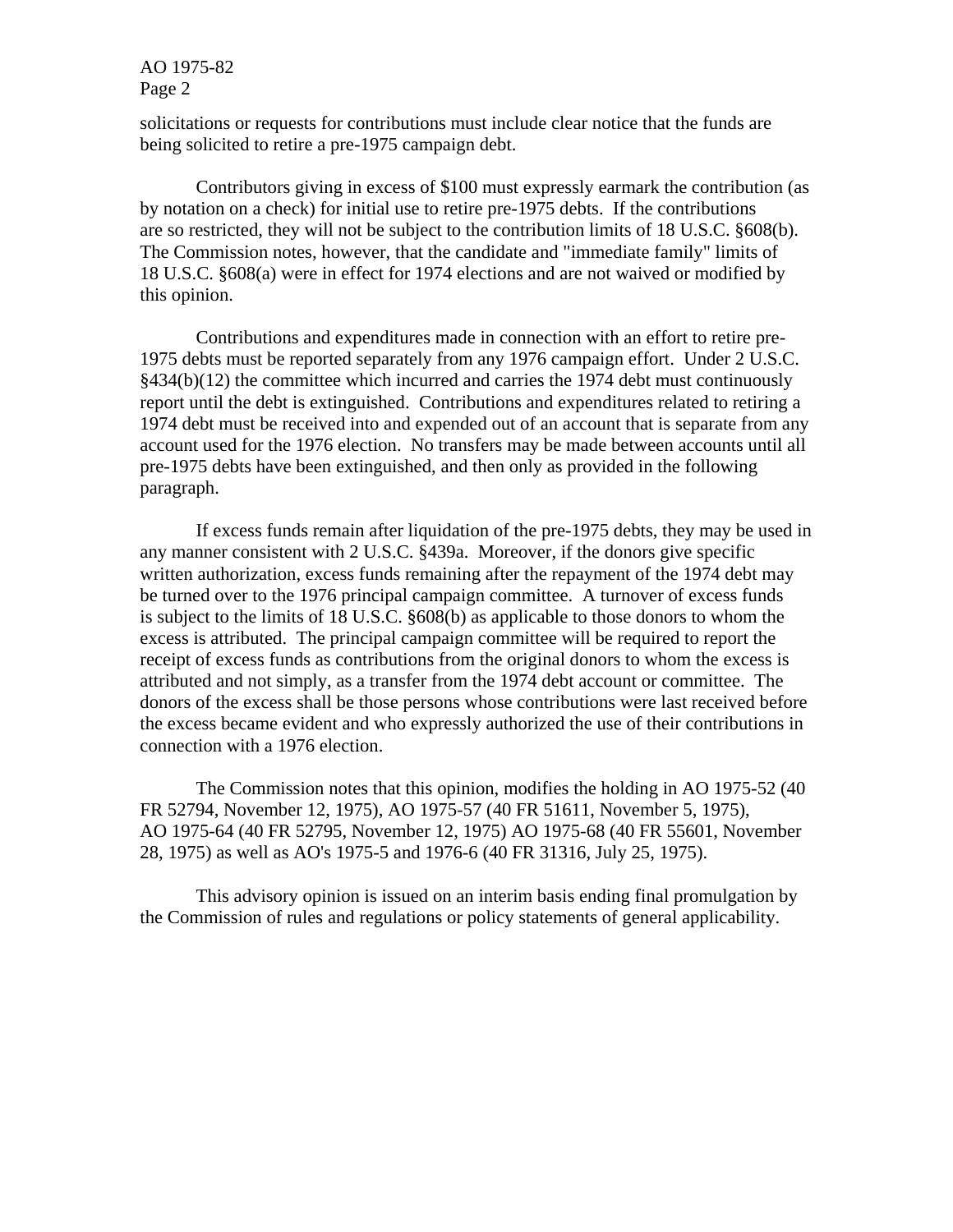solicitations or requests for contributions must include clear notice that the funds are being solicited to retire a pre-1975 campaign debt.

Contributors giving in excess of $100 must expressly earmark the contribution (as by notation on a check) for initial use to retire pre-1975 debts. If the contributions are so restricted, they will not be subject to the contribution limits of 18 U.S.C. §608(b). The Commission notes, however, that the candidate and "immediate family" limits of 18 U.S.C. §608(a) were in effect for 1974 elections and are not waived or modified by this opinion.

Contributions and expenditures made in connection with an effort to retire pre-1975 debts must be reported separately from any 1976 campaign effort. Under 2 U.S.C. §434(b)(12) the committee which incurred and carries the 1974 debt must continuously report until the debt is extinguished. Contributions and expenditures related to retiring a 1974 debt must be received into and expended out of an account that is separate from any account used for the 1976 election. No transfers may be made between accounts until all pre-1975 debts have been extinguished, and then only as provided in the following paragraph.

If excess funds remain after liquidation of the pre-1975 debts, they may be used in any manner consistent with 2 U.S.C. §439a. Moreover, if the donors give specific written authorization, excess funds remaining after the repayment of the 1974 debt may be turned over to the 1976 principal campaign committee. A turnover of excess funds is subject to the limits of 18 U.S.C. §608(b) as applicable to those donors to whom the excess is attributed. The principal campaign committee will be required to report the receipt of excess funds as contributions from the original donors to whom the excess is attributed and not simply, as a transfer from the 1974 debt account or committee. The donors of the excess shall be those persons whose contributions were last received before the excess became evident and who expressly authorized the use of their contributions in connection with a 1976 election.

The Commission notes that this opinion, modifies the holding in AO 1975-52 (40 FR 52794, November 12, 1975), AO 1975-57 (40 FR 51611, November 5, 1975), AO 1975-64 (40 FR 52795, November 12, 1975) AO 1975-68 (40 FR 55601, November 28, 1975) as well as AO's 1975-5 and 1976-6 (40 FR 31316, July 25, 1975).

This advisory opinion is issued on an interim basis ending final promulgation by the Commission of rules and regulations or policy statements of general applicability.